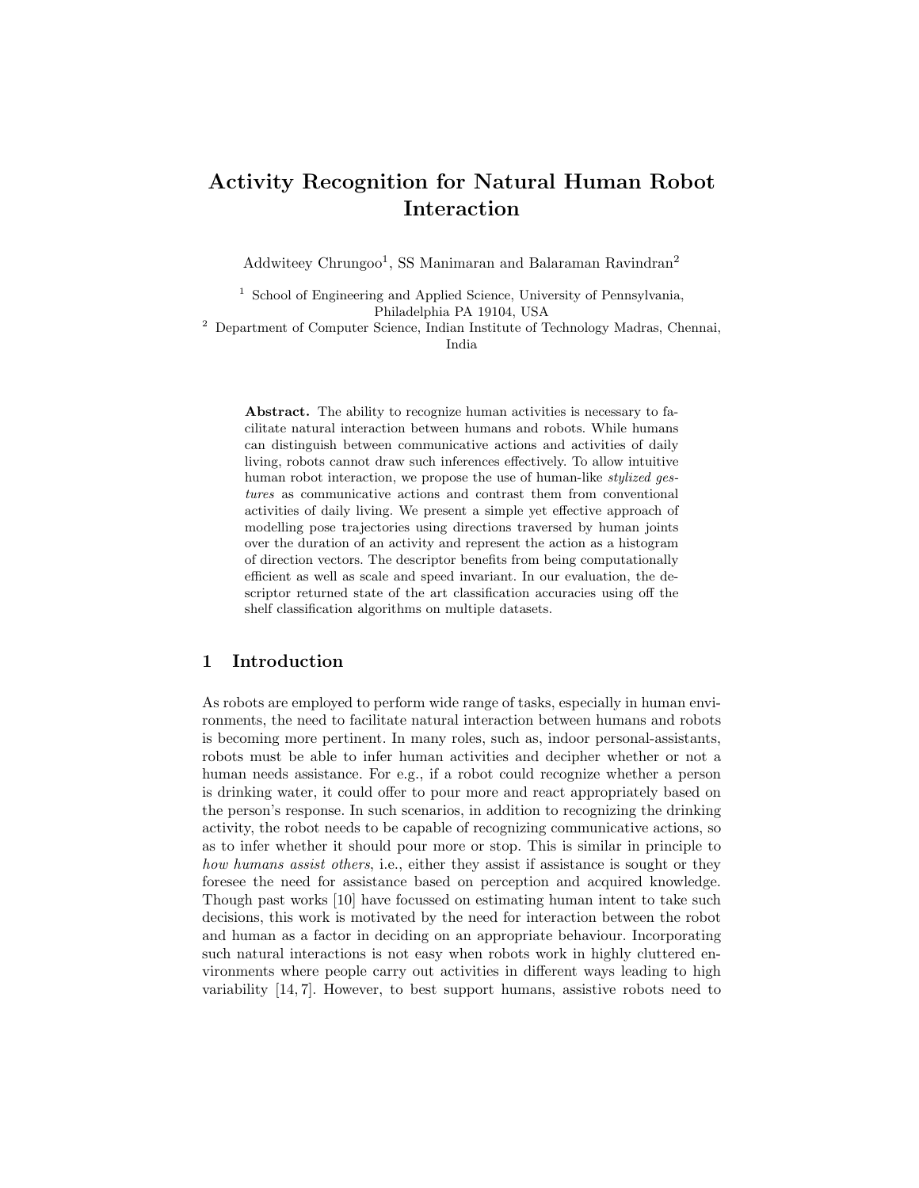# Activity Recognition for Natural Human Robot Interaction

Addwiteey Chrungoo[1], SS Manimaran and Balaraman Ravindran[2]

[1] School of Engineering and Applied Science, University of Pennsylvania, Philadelphia PA 19104, USA

[2] Department of Computer Science, Indian Institute of Technology Madras, Chennai, India

**Abstract.** The ability to recognize human activities is necessary to facilitate natural interaction between humans and robots. While humans can distinguish between communicative actions and activities of daily living, robots cannot draw such inferences effectively. To allow intuitive human robot interaction, we propose the use of human-like *stylized gestures* as communicative actions and contrast them from conventional activities of daily living. We present a simple yet effective approach of modelling pose trajectories using directions traversed by human joints over the duration of an activity and represent the action as a histogram of direction vectors. The descriptor benefits from being computationally efficient as well as scale and speed invariant. In our evaluation, the descriptor returned state of the art classification accuracies using off the shelf classification algorithms on multiple datasets.

## 1 Introduction

As robots are employed to perform wide range of tasks, especially in human environments, the need to facilitate natural interaction between humans and robots is becoming more pertinent. In many roles, such as, indoor personal-assistants, robots must be able to infer human activities and decipher whether or not a human needs assistance. For e.g., if a robot could recognize whether a person is drinking water, it could offer to pour more and react appropriately based on the person's response. In such scenarios, in addition to recognizing the drinking activity, the robot needs to be capable of recognizing communicative actions, so as to infer whether it should pour more or stop. This is similar in principle to *how humans assist others*, i.e., either they assist if assistance is sought or they foresee the need for assistance based on perception and acquired knowledge. Though past works [10] have focussed on estimating human intent to take such decisions, this work is motivated by the need for interaction between the robot and human as a factor in deciding on an appropriate behaviour. Incorporating such natural interactions is not easy when robots work in highly cluttered environments where people carry out activities in different ways leading to high variability [14, 7]. However, to best support humans, assistive robots need to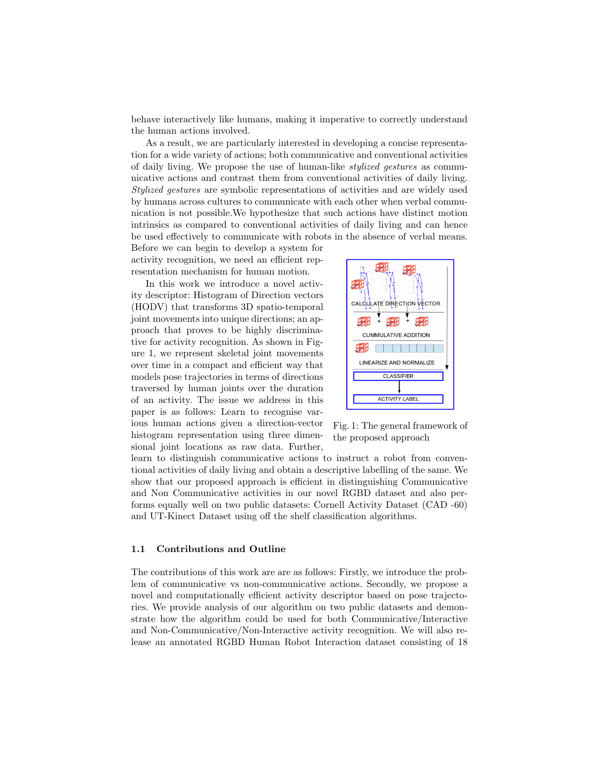behave interactively like humans, making it imperative to correctly understand the human actions involved.

As a result, we are particularly interested in developing a concise representation for a wide variety of actions; both communicative and conventional activities of daily living. We propose the use of human-like *stylized gestures* as communicative actions and contrast them from conventional activities of daily living. *Stylized gestures* are symbolic representations of activities and are widely used by humans across cultures to communicate with each other when verbal communication is not possible.We hypothesize that such actions have distinct motion intrinsics as compared to conventional activities of daily living and can hence be used effectively to communicate with robots in the absence of verbal means. Before we can begin to develop a system for activity recognition, we need an efficient representation mechanism for human motion.

In this work we introduce a novel activity descriptor: Histogram of Direction vectors (HODV) that transforms 3D spatio-temporal joint movements into unique directions; an approach that proves to be highly discriminative for activity recognition. As shown in Figure 1, we represent skeletal joint movements over time in a compact and efficient way that models pose trajectories in terms of directions traversed by human joints over the duration of an activity. The issue we address in this paper is as follows: Learn to recognise various human actions given a direction-vector histogram representation using three dimensional joint locations as raw data. Further, learn to distinguish communicative actions to instruct a robot from conventional activities of daily living and obtain a descriptive labelling of the same. We show that our proposed approach is efficient in distinguishing Communicative and Non Communicative activities in our novel RGBD dataset and also performs equally well on two public datasets: Cornell Activity Dataset (CAD -60) and UT-Kinect Dataset using off the shelf classification algorithms.

CALCULATE DIRECTION VECTOR

CUMMULATIVE ADDITION

LINEARIZE AND NORMALIZE

CLASSIFIER

ACTIVITY LABEL

Fig. 1: The general framework of the proposed approach

### 1.1 Contributions and Outline

The contributions of this work are are as follows: Firstly, we introduce the problem of communicative vs non-communicative actions. Secondly, we propose a novel and computationally efficient activity descriptor based on pose trajectories. We provide analysis of our algorithm on two public datasets and demonstrate how the algorithm could be used for both Communicative/Interactive and Non-Communicative/Non-Interactive activity recognition. We will also release an annotated RGBD Human Robot Interaction dataset consisting of 18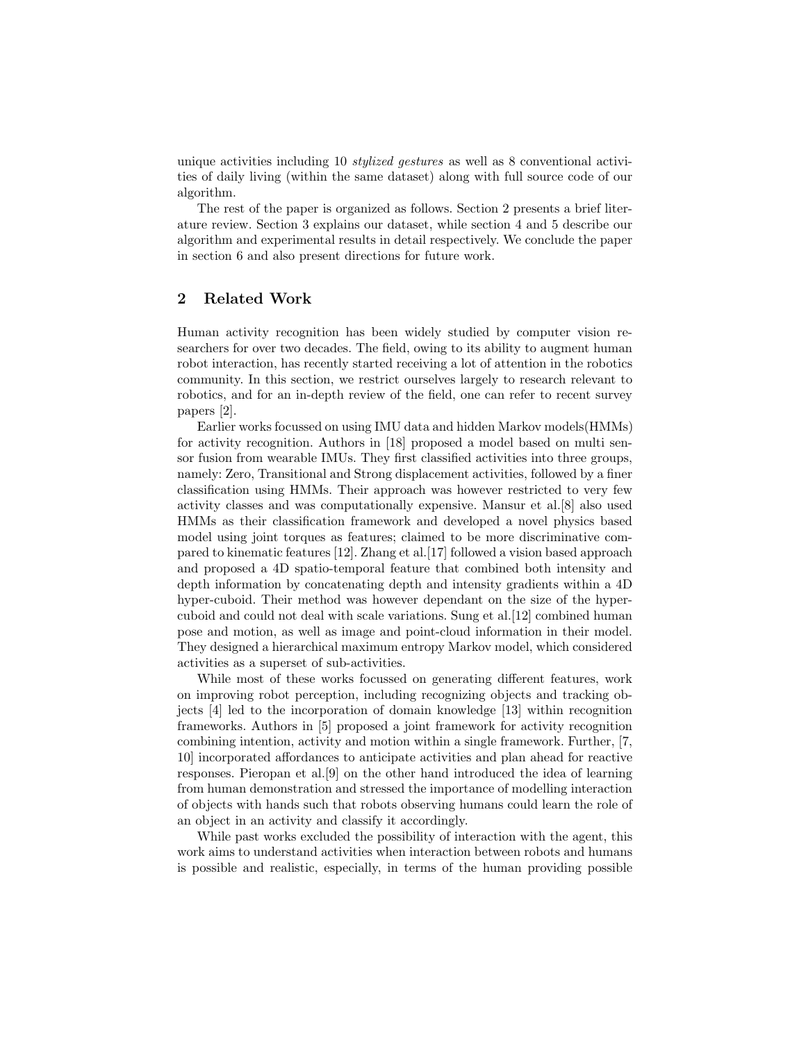unique activities including 10 *stylized gestures* as well as 8 conventional activities of daily living (within the same dataset) along with full source code of our algorithm.

The rest of the paper is organized as follows. Section 2 presents a brief literature review. Section 3 explains our dataset, while section 4 and 5 describe our algorithm and experimental results in detail respectively. We conclude the paper in section 6 and also present directions for future work.

## 2 Related Work

Human activity recognition has been widely studied by computer vision researchers for over two decades. The field, owing to its ability to augment human robot interaction, has recently started receiving a lot of attention in the robotics community. In this section, we restrict ourselves largely to research relevant to robotics, and for an in-depth review of the field, one can refer to recent survey papers [2].

Earlier works focussed on using IMU data and hidden Markov models(HMMs) for activity recognition. Authors in [18] proposed a model based on multi sensor fusion from wearable IMUs. They first classified activities into three groups, namely: Zero, Transitional and Strong displacement activities, followed by a finer classification using HMMs. Their approach was however restricted to very few activity classes and was computationally expensive. Mansur et al.[8] also used HMMs as their classification framework and developed a novel physics based model using joint torques as features; claimed to be more discriminative compared to kinematic features [12]. Zhang et al.[17] followed a vision based approach and proposed a 4D spatio-temporal feature that combined both intensity and depth information by concatenating depth and intensity gradients within a 4D hyper-cuboid. Their method was however dependant on the size of the hyper-cuboid and could not deal with scale variations. Sung et al.[12] combined human pose and motion, as well as image and point-cloud information in their model. They designed a hierarchical maximum entropy Markov model, which considered activities as a superset of sub-activities.

While most of these works focussed on generating different features, work on improving robot perception, including recognizing objects and tracking objects [4] led to the incorporation of domain knowledge [13] within recognition frameworks. Authors in [5] proposed a joint framework for activity recognition combining intention, activity and motion within a single framework. Further, [7, 10] incorporated affordances to anticipate activities and plan ahead for reactive responses. Pieropan et al.[9] on the other hand introduced the idea of learning from human demonstration and stressed the importance of modelling interaction of objects with hands such that robots observing humans could learn the role of an object in an activity and classify it accordingly.

While past works excluded the possibility of interaction with the agent, this work aims to understand activities when interaction between robots and humans is possible and realistic, especially, in terms of the human providing possible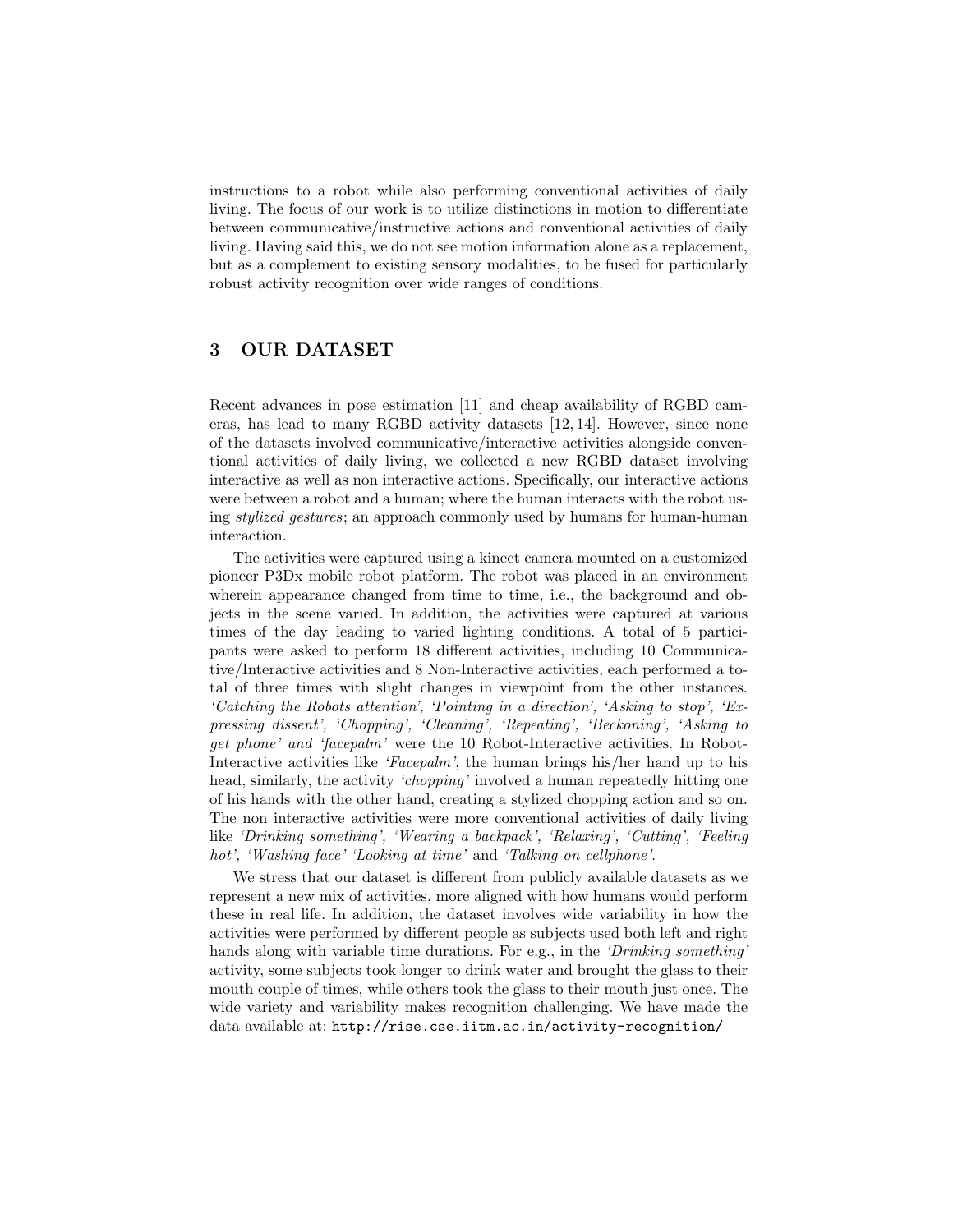instructions to a robot while also performing conventional activities of daily living. The focus of our work is to utilize distinctions in motion to differentiate between communicative/instructive actions and conventional activities of daily living. Having said this, we do not see motion information alone as a replacement, but as a complement to existing sensory modalities, to be fused for particularly robust activity recognition over wide ranges of conditions.

## 3 OUR DATASET

Recent advances in pose estimation [11] and cheap availability of RGBD cameras, has lead to many RGBD activity datasets [12, 14]. However, since none of the datasets involved communicative/interactive activities alongside conventional activities of daily living, we collected a new RGBD dataset involving interactive as well as non interactive actions. Specifically, our interactive actions were between a robot and a human; where the human interacts with the robot using *stylized gestures*; an approach commonly used by humans for human-human interaction.

The activities were captured using a kinect camera mounted on a customized pioneer P3Dx mobile robot platform. The robot was placed in an environment wherein appearance changed from time to time, i.e., the background and objects in the scene varied. In addition, the activities were captured at various times of the day leading to varied lighting conditions. A total of 5 participants were asked to perform 18 different activities, including 10 Communicative/Interactive activities and 8 Non-Interactive activities, each performed a total of three times with slight changes in viewpoint from the other instances. *'Catching the Robots attention', 'Pointing in a direction', 'Asking to stop', 'Expressing dissent', 'Chopping', 'Cleaning', 'Repeating', 'Beckoning', 'Asking to get phone' and 'facepalm'* were the 10 Robot-Interactive activities. In Robot-Interactive activities like *'Facepalm'*, the human brings his/her hand up to his head, similarly, the activity *'chopping'* involved a human repeatedly hitting one of his hands with the other hand, creating a stylized chopping action and so on. The non interactive activities were more conventional activities of daily living like *'Drinking something', 'Wearing a backpack', 'Relaxing', 'Cutting', 'Feeling hot', 'Washing face' 'Looking at time'* and *'Talking on cellphone'*.

We stress that our dataset is different from publicly available datasets as we represent a new mix of activities, more aligned with how humans would perform these in real life. In addition, the dataset involves wide variability in how the activities were performed by different people as subjects used both left and right hands along with variable time durations. For e.g., in the *'Drinking something'* activity, some subjects took longer to drink water and brought the glass to their mouth couple of times, while others took the glass to their mouth just once. The wide variety and variability makes recognition challenging. We have made the data available at: `http://rise.cse.iitm.ac.in/activity-recognition/`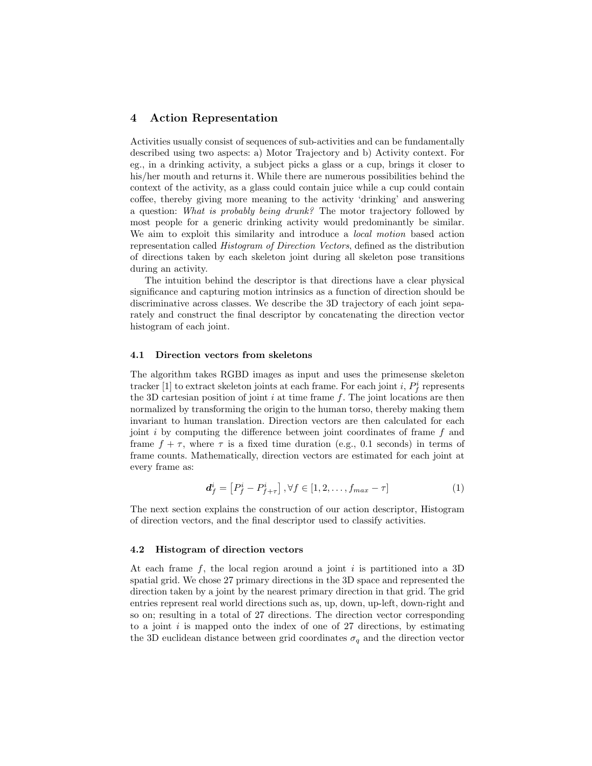## 4 Action Representation

Activities usually consist of sequences of sub-activities and can be fundamentally described using two aspects: a) Motor Trajectory and b) Activity context. For eg., in a drinking activity, a subject picks a glass or a cup, brings it closer to his/her mouth and returns it. While there are numerous possibilities behind the context of the activity, as a glass could contain juice while a cup could contain coffee, thereby giving more meaning to the activity 'drinking' and answering a question: *What is probably being drunk?* The motor trajectory followed by most people for a generic drinking activity would predominantly be similar. We aim to exploit this similarity and introduce a *local motion* based action representation called *Histogram of Direction Vectors*, defined as the distribution of directions taken by each skeleton joint during all skeleton pose transitions during an activity.

The intuition behind the descriptor is that directions have a clear physical significance and capturing motion intrinsics as a function of direction should be discriminative across classes. We describe the 3D trajectory of each joint separately and construct the final descriptor by concatenating the direction vector histogram of each joint.

### 4.1 Direction vectors from skeletons

The algorithm takes RGBD images as input and uses the primesense skeleton tracker [1] to extract skeleton joints at each frame. For each joint $i$, $P_f^i$ represents the 3D cartesian position of joint $i$ at time frame $f$. The joint locations are then normalized by transforming the origin to the human torso, thereby making them invariant to human translation. Direction vectors are then calculated for each joint $i$ by computing the difference between joint coordinates of frame $f$ and frame $f + \tau$, where $\tau$ is a fixed time duration (e.g., 0.1 seconds) in terms of frame counts. Mathematically, direction vectors are estimated for each joint at every frame as:

$$\boldsymbol{d}_f^i = \left[P_f^i - P_{f+\tau}^i\right], \forall f \in [1, 2, \ldots, f_{max} - \tau] \tag{1}$$

The next section explains the construction of our action descriptor, Histogram of direction vectors, and the final descriptor used to classify activities.

### 4.2 Histogram of direction vectors

At each frame $f$, the local region around a joint $i$ is partitioned into a 3D spatial grid. We chose 27 primary directions in the 3D space and represented the direction taken by a joint by the nearest primary direction in that grid. The grid entries represent real world directions such as, up, down, up-left, down-right and so on; resulting in a total of 27 directions. The direction vector corresponding to a joint $i$ is mapped onto the index of one of 27 directions, by estimating the 3D euclidean distance between grid coordinates $\sigma_q$ and the direction vector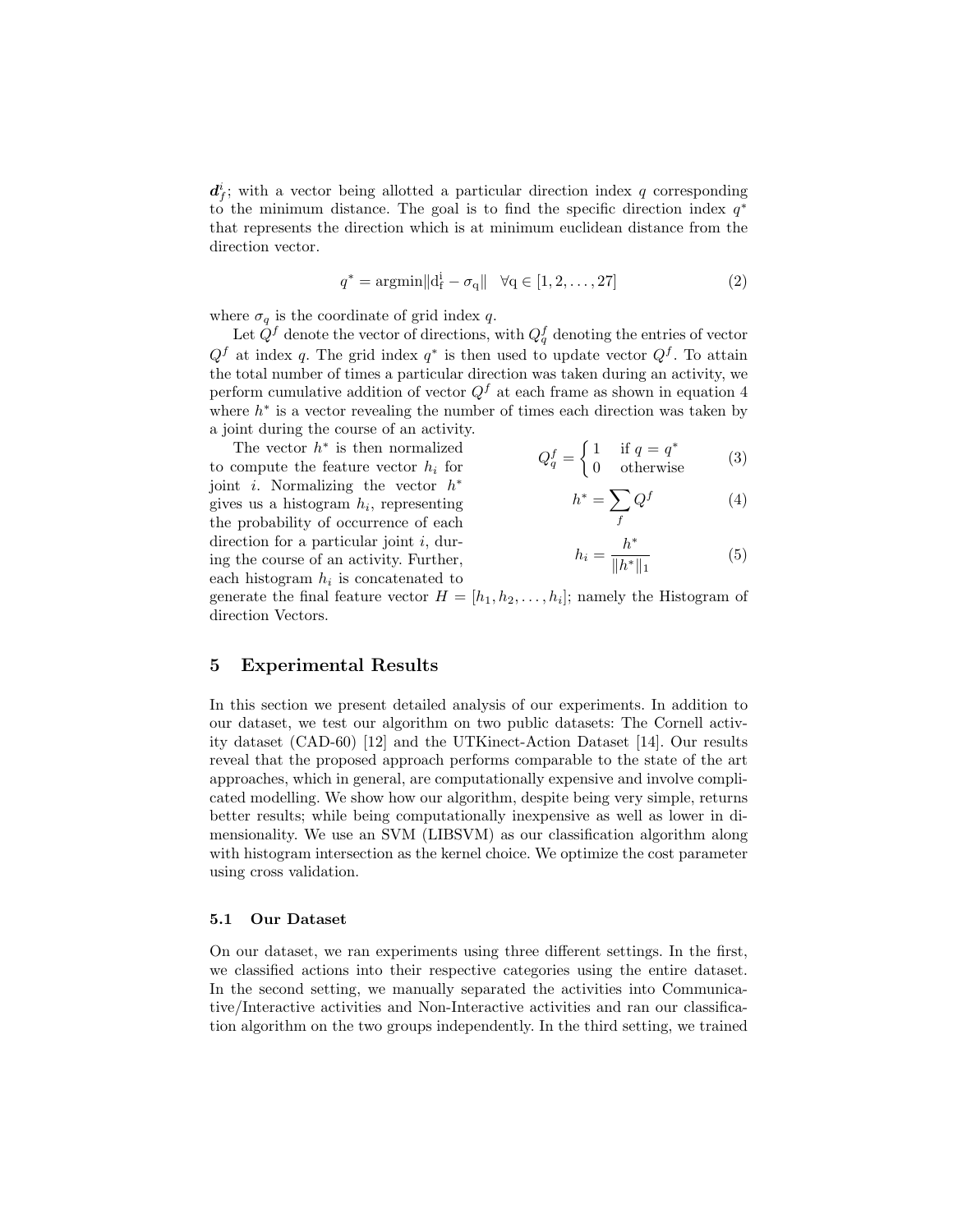$\boldsymbol{d}_f^i$; with a vector being allotted a particular direction index $q$ corresponding to the minimum distance. The goal is to find the specific direction index $q^*$ that represents the direction which is at minimum euclidean distance from the direction vector.

$$q^* = \mathrm{argmin} \|\mathrm{d_f^i} - \sigma_\mathrm{q}\| \quad \forall \mathrm{q} \in [1, 2, \ldots, 27] \tag{2}$$

where $\sigma_q$ is the coordinate of grid index $q$.

Let $Q^f$ denote the vector of directions, with $Q_q^f$ denoting the entries of vector $Q^f$ at index $q$. The grid index $q^*$ is then used to update vector $Q^f$. To attain the total number of times a particular direction was taken during an activity, we perform cumulative addition of vector $Q^f$ at each frame as shown in equation 4 where $h^*$ is a vector revealing the number of times each direction was taken by a joint during the course of an activity.

$$Q_q^f = \begin{cases} 1 & \text{if } q = q^* \\ 0 & \text{otherwise} \end{cases} \tag{3}$$

$$h^* = \sum_f Q^f \tag{4}$$

$$h_i = \frac{h^*}{\|h^*\|_1} \tag{5}$$

The vector $h^*$ is then normalized to compute the feature vector $h_i$ for joint $i$. Normalizing the vector $h^*$ gives us a histogram $h_i$, representing the probability of occurrence of each direction for a particular joint $i$, during the course of an activity. Further, each histogram $h_i$ is concatenated to generate the final feature vector $H = [h_1, h_2, \ldots, h_i]$; namely the Histogram of direction Vectors.

## 5 Experimental Results

In this section we present detailed analysis of our experiments. In addition to our dataset, we test our algorithm on two public datasets: The Cornell activity dataset (CAD-60) [12] and the UTKinect-Action Dataset [14]. Our results reveal that the proposed approach performs comparable to the state of the art approaches, which in general, are computationally expensive and involve complicated modelling. We show how our algorithm, despite being very simple, returns better results; while being computationally inexpensive as well as lower in dimensionality. We use an SVM (LIBSVM) as our classification algorithm along with histogram intersection as the kernel choice. We optimize the cost parameter using cross validation.

### 5.1 Our Dataset

On our dataset, we ran experiments using three different settings. In the first, we classified actions into their respective categories using the entire dataset. In the second setting, we manually separated the activities into Communicative/Interactive activities and Non-Interactive activities and ran our classification algorithm on the two groups independently. In the third setting, we trained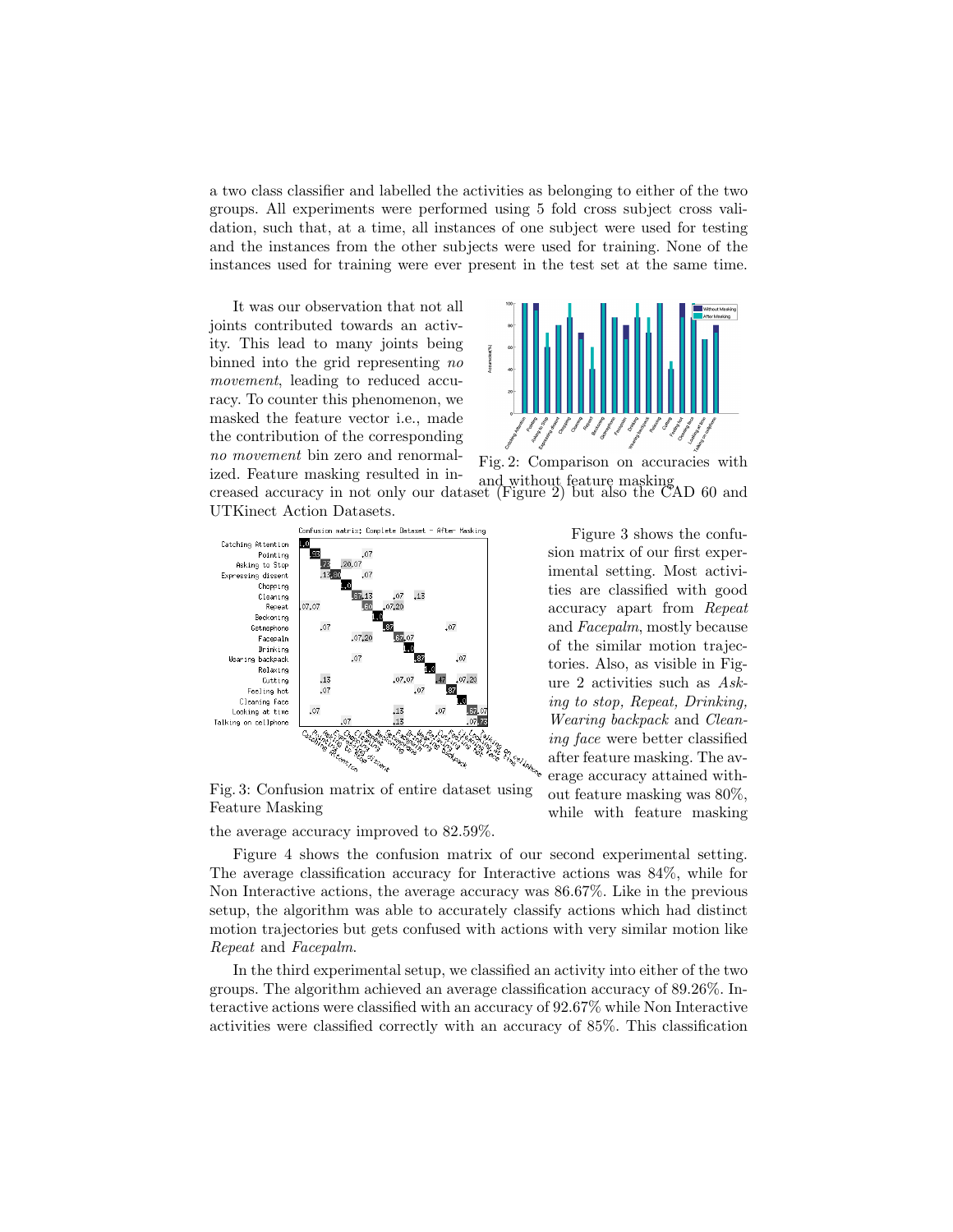a two class classifier and labelled the activities as belonging to either of the two groups. All experiments were performed using 5 fold cross subject cross validation, such that, at a time, all instances of one subject were used for testing and the instances from the other subjects were used for training. None of the instances used for training were ever present in the test set at the same time.

It was our observation that not all joints contributed towards an activity. This lead to many joints being binned into the grid representing *no movement*, leading to reduced accuracy. To counter this phenomenon, we masked the feature vector i.e., made the contribution of the corresponding *no movement* bin zero and renormalized. Feature masking resulted in increased accuracy in not only our dataset (Figure 2) but also the CAD 60 and UTKinect Action Datasets.

Fig. 2: Comparison on accuracies with and without feature masking

Fig. 3: Confusion matrix of entire dataset using Feature Masking

Figure 3 shows the confusion matrix of our first experimental setting. Most activities are classified with good accuracy apart from *Repeat* and *Facepalm*, mostly because of the similar motion trajectories. Also, as visible in Figure 2 activities such as *Asking to stop, Repeat, Drinking, Wearing backpack* and *Cleaning face* were better classified after feature masking. The average accuracy attained without feature masking was 80%, while with feature masking the average accuracy improved to 82.59%.

Figure 4 shows the confusion matrix of our second experimental setting. The average classification accuracy for Interactive actions was 84%, while for Non Interactive actions, the average accuracy was 86.67%. Like in the previous setup, the algorithm was able to accurately classify actions which had distinct motion trajectories but gets confused with actions with very similar motion like *Repeat* and *Facepalm*.

In the third experimental setup, we classified an activity into either of the two groups. The algorithm achieved an average classification accuracy of 89.26%. Interactive actions were classified with an accuracy of 92.67% while Non Interactive activities were classified correctly with an accuracy of 85%. This classification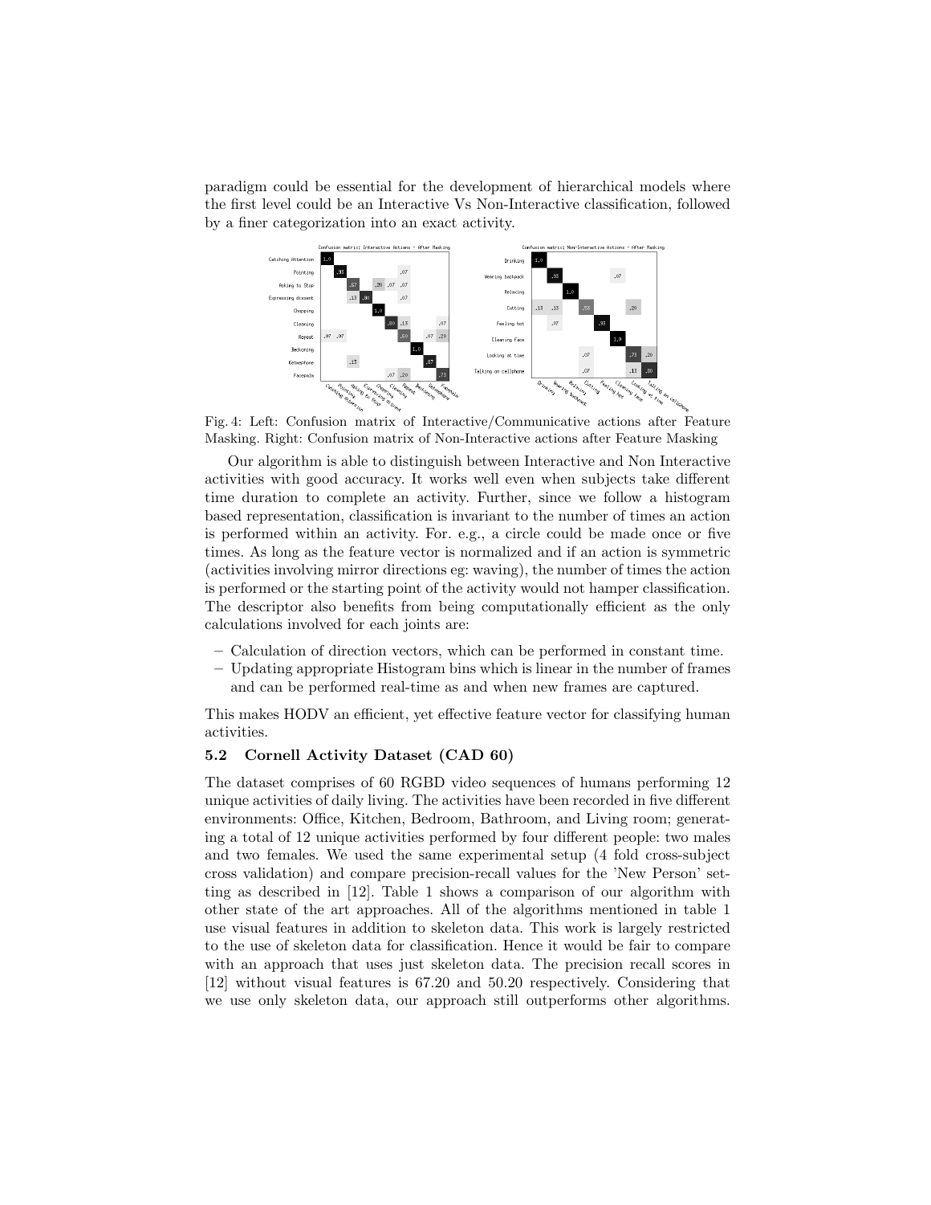paradigm could be essential for the development of hierarchical models where the first level could be an Interactive Vs Non-Interactive classification, followed by a finer categorization into an exact activity.

Fig. 4: Left: Confusion matrix of Interactive/Communicative actions after Feature Masking. Right: Confusion matrix of Non-Interactive actions after Feature Masking

Our algorithm is able to distinguish between Interactive and Non Interactive activities with good accuracy. It works well even when subjects take different time duration to complete an activity. Further, since we follow a histogram based representation, classification is invariant to the number of times an action is performed within an activity. For. e.g., a circle could be made once or five times. As long as the feature vector is normalized and if an action is symmetric (activities involving mirror directions eg: waving), the number of times the action is performed or the starting point of the activity would not hamper classification. The descriptor also benefits from being computationally efficient as the only calculations involved for each joints are:

- Calculation of direction vectors, which can be performed in constant time.
- Updating appropriate Histogram bins which is linear in the number of frames and can be performed real-time as and when new frames are captured.

This makes HODV an efficient, yet effective feature vector for classifying human activities.

### 5.2 Cornell Activity Dataset (CAD 60)

The dataset comprises of 60 RGBD video sequences of humans performing 12 unique activities of daily living. The activities have been recorded in five different environments: Office, Kitchen, Bedroom, Bathroom, and Living room; generating a total of 12 unique activities performed by four different people: two males and two females. We used the same experimental setup (4 fold cross-subject cross validation) and compare precision-recall values for the 'New Person' setting as described in [12]. Table 1 shows a comparison of our algorithm with other state of the art approaches. All of the algorithms mentioned in table 1 use visual features in addition to skeleton data. This work is largely restricted to the use of skeleton data for classification. Hence it would be fair to compare with an approach that uses just skeleton data. The precision recall scores in [12] without visual features is 67.20 and 50.20 respectively. Considering that we use only skeleton data, our approach still outperforms other algorithms.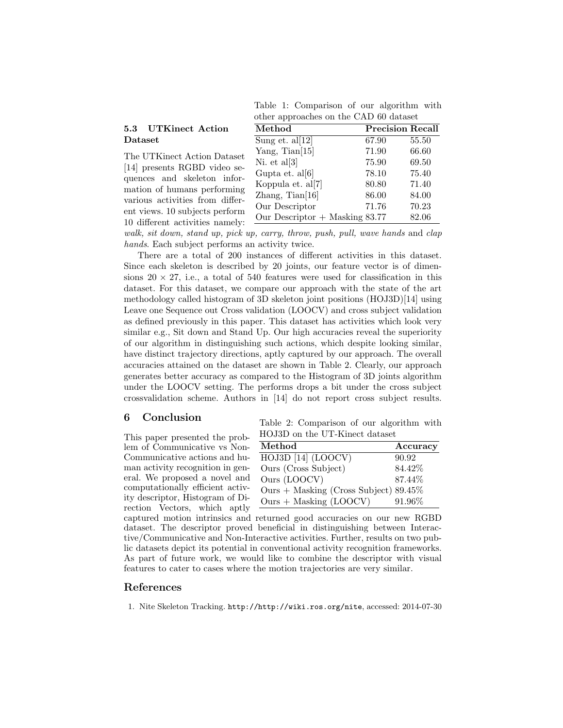Table 1: Comparison of our algorithm with other approaches on the CAD 60 dataset

| Method | Precision | Recall |
|---|---|---|
| Sung et. al[12] | 67.90 | 55.50 |
| Yang, Tian[15] | 71.90 | 66.60 |
| Ni. et al[3] | 75.90 | 69.50 |
| Gupta et. al[6] | 78.10 | 75.40 |
| Koppula et. al[7] | 80.80 | 71.40 |
| Zhang, Tian[16] | 86.00 | 84.00 |
| Our Descriptor | 71.76 | 70.23 |
| Our Descriptor + Masking | 83.77 | 82.06 |

### 5.3 UTKinect Action Dataset

The UTKinect Action Dataset [14] presents RGBD video sequences and skeleton information of humans performing various activities from different views. 10 subjects perform 10 different activities namely: *walk, sit down, stand up, pick up, carry, throw, push, pull, wave hands* and *clap hands*. Each subject performs an activity twice.

There are a total of 200 instances of different activities in this dataset. Since each skeleton is described by 20 joints, our feature vector is of dimensions $20 \times 27$, i.e., a total of 540 features were used for classification in this dataset. For this dataset, we compare our approach with the state of the art methodology called histogram of 3D skeleton joint positions (HOJ3D)[14] using Leave one Sequence out Cross validation (LOOCV) and cross subject validation as defined previously in this paper. This dataset has activities which look very similar e.g., Sit down and Stand Up. Our high accuracies reveal the superiority of our algorithm in distinguishing such actions, which despite looking similar, have distinct trajectory directions, aptly captured by our approach. The overall accuracies attained on the dataset are shown in Table 2. Clearly, our approach generates better accuracy as compared to the Histogram of 3D joints algorithm under the LOOCV setting. The performs drops a bit under the cross subject crossvalidation scheme. Authors in [14] do not report cross subject results.

Table 2: Comparison of our algorithm with HOJ3D on the UT-Kinect dataset

| Method | Accuracy |
|---|---|
| HOJ3D [14] (LOOCV) | 90.92 |
| Ours (Cross Subject) | 84.42% |
| Ours (LOOCV) | 87.44% |
| Ours + Masking (Cross Subject) | 89.45% |
| Ours + Masking (LOOCV) | 91.96% |

## 6 Conclusion

This paper presented the problem of Communicative vs Non-Communicative actions and human activity recognition in general. We proposed a novel and computationally efficient activity descriptor, Histogram of Direction Vectors, which aptly captured motion intrinsics and returned good accuracies on our new RGBD dataset. The descriptor proved beneficial in distinguishing between Interactive/Communicative and Non-Interactive activities. Further, results on two public datasets depict its potential in conventional activity recognition frameworks. As part of future work, we would like to combine the descriptor with visual features to cater to cases where the motion trajectories are very similar.

## References

1. Nite Skeleton Tracking. `http://http://wiki.ros.org/nite`, accessed: 2014-07-30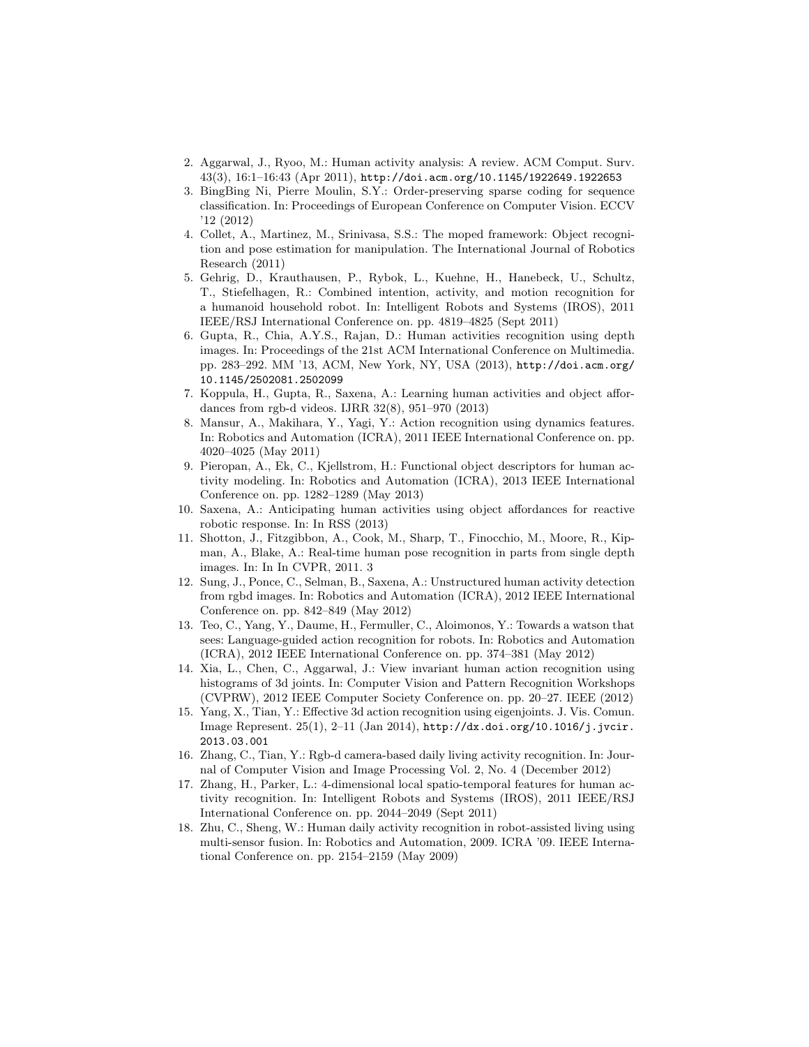2. Aggarwal, J., Ryoo, M.: Human activity analysis: A review. ACM Comput. Surv. 43(3), 16:1–16:43 (Apr 2011), http://doi.acm.org/10.1145/1922649.1922653
3. BingBing Ni, Pierre Moulin, S.Y.: Order-preserving sparse coding for sequence classification. In: Proceedings of European Conference on Computer Vision. ECCV '12 (2012)
4. Collet, A., Martinez, M., Srinivasa, S.S.: The moped framework: Object recognition and pose estimation for manipulation. The International Journal of Robotics Research (2011)
5. Gehrig, D., Krauthausen, P., Rybok, L., Kuehne, H., Hanebeck, U., Schultz, T., Stiefelhagen, R.: Combined intention, activity, and motion recognition for a humanoid household robot. In: Intelligent Robots and Systems (IROS), 2011 IEEE/RSJ International Conference on. pp. 4819–4825 (Sept 2011)
6. Gupta, R., Chia, A.Y.S., Rajan, D.: Human activities recognition using depth images. In: Proceedings of the 21st ACM International Conference on Multimedia. pp. 283–292. MM '13, ACM, New York, NY, USA (2013), http://doi.acm.org/10.1145/2502081.2502099
7. Koppula, H., Gupta, R., Saxena, A.: Learning human activities and object affordances from rgb-d videos. IJRR 32(8), 951–970 (2013)
8. Mansur, A., Makihara, Y., Yagi, Y.: Action recognition using dynamics features. In: Robotics and Automation (ICRA), 2011 IEEE International Conference on. pp. 4020–4025 (May 2011)
9. Pieropan, A., Ek, C., Kjellstrom, H.: Functional object descriptors for human activity modeling. In: Robotics and Automation (ICRA), 2013 IEEE International Conference on. pp. 1282–1289 (May 2013)
10. Saxena, A.: Anticipating human activities using object affordances for reactive robotic response. In: In RSS (2013)
11. Shotton, J., Fitzgibbon, A., Cook, M., Sharp, T., Finocchio, M., Moore, R., Kipman, A., Blake, A.: Real-time human pose recognition in parts from single depth images. In: In In CVPR, 2011. 3
12. Sung, J., Ponce, C., Selman, B., Saxena, A.: Unstructured human activity detection from rgbd images. In: Robotics and Automation (ICRA), 2012 IEEE International Conference on. pp. 842–849 (May 2012)
13. Teo, C., Yang, Y., Daume, H., Fermuller, C., Aloimonos, Y.: Towards a watson that sees: Language-guided action recognition for robots. In: Robotics and Automation (ICRA), 2012 IEEE International Conference on. pp. 374–381 (May 2012)
14. Xia, L., Chen, C., Aggarwal, J.: View invariant human action recognition using histograms of 3d joints. In: Computer Vision and Pattern Recognition Workshops (CVPRW), 2012 IEEE Computer Society Conference on. pp. 20–27. IEEE (2012)
15. Yang, X., Tian, Y.: Effective 3d action recognition using eigenjoints. J. Vis. Comun. Image Represent. 25(1), 2–11 (Jan 2014), http://dx.doi.org/10.1016/j.jvcir.2013.03.001
16. Zhang, C., Tian, Y.: Rgb-d camera-based daily living activity recognition. In: Journal of Computer Vision and Image Processing Vol. 2, No. 4 (December 2012)
17. Zhang, H., Parker, L.: 4-dimensional local spatio-temporal features for human activity recognition. In: Intelligent Robots and Systems (IROS), 2011 IEEE/RSJ International Conference on. pp. 2044–2049 (Sept 2011)
18. Zhu, C., Sheng, W.: Human daily activity recognition in robot-assisted living using multi-sensor fusion. In: Robotics and Automation, 2009. ICRA '09. IEEE International Conference on. pp. 2154–2159 (May 2009)